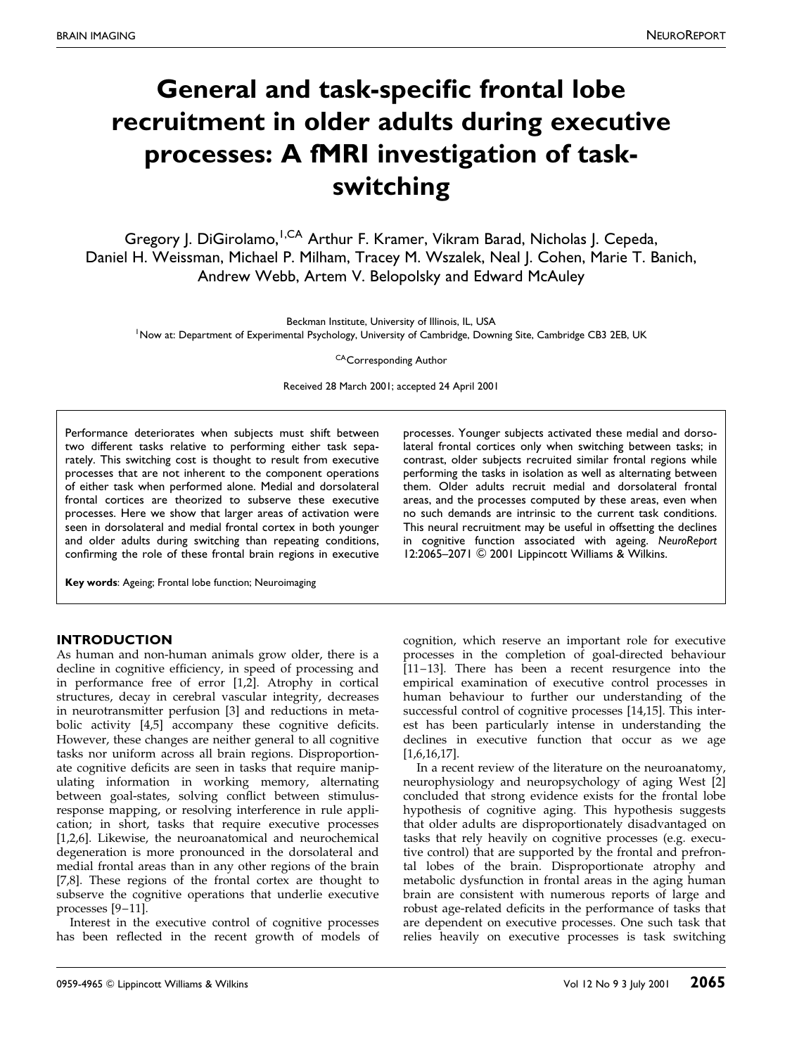# General and task-specific frontal lobe recruitment in older adults during executive processes: A fMRI investigation of task-switching

Gregory J. DiGirolamo,[1,CA] Arthur F. Kramer, Vikram Barad, Nicholas J. Cepeda, Daniel H. Weissman, Michael P. Milham, Tracey M. Wszalek, Neal J. Cohen, Marie T. Banich, Andrew Webb, Artem V. Belopolsky and Edward McAuley

Beckman Institute, University of Illinois, IL, USA
[1]Now at: Department of Experimental Psychology, University of Cambridge, Downing Site, Cambridge CB3 2EB, UK

[CA]Corresponding Author

Received 28 March 2001; accepted 24 April 2001

Performance deteriorates when subjects must shift between two different tasks relative to performing either task separately. This switching cost is thought to result from executive processes that are not inherent to the component operations of either task when performed alone. Medial and dorsolateral frontal cortices are theorized to subserve these executive processes. Here we show that larger areas of activation were seen in dorsolateral and medial frontal cortex in both younger and older adults during switching than repeating conditions, confirming the role of these frontal brain regions in executive processes. Younger subjects activated these medial and dorsolateral frontal cortices only when switching between tasks; in contrast, older subjects recruited similar frontal regions while performing the tasks in isolation as well as alternating between them. Older adults recruit medial and dorsolateral frontal areas, and the processes computed by these areas, even when no such demands are intrinsic to the current task conditions. This neural recruitment may be useful in offsetting the declines in cognitive function associated with ageing. *NeuroReport* 12:2065–2071 © 2001 Lippincott Williams & Wilkins.

**Key words**: Ageing; Frontal lobe function; Neuroimaging

## INTRODUCTION

As human and non-human animals grow older, there is a decline in cognitive efficiency, in speed of processing and in performance free of error [1,2]. Atrophy in cortical structures, decay in cerebral vascular integrity, decreases in neurotransmitter perfusion [3] and reductions in metabolic activity [4,5] accompany these cognitive deficits. However, these changes are neither general to all cognitive tasks nor uniform across all brain regions. Disproportionate cognitive deficits are seen in tasks that require manipulating information in working memory, alternating between goal-states, solving conflict between stimulus-response mapping, or resolving interference in rule application; in short, tasks that require executive processes [1,2,6]. Likewise, the neuroanatomical and neurochemical degeneration is more pronounced in the dorsolateral and medial frontal areas than in any other regions of the brain [7,8]. These regions of the frontal cortex are thought to subserve the cognitive operations that underlie executive processes [9–11].

Interest in the executive control of cognitive processes has been reflected in the recent growth of models of cognition, which reserve an important role for executive processes in the completion of goal-directed behaviour [11–13]. There has been a recent resurgence into the empirical examination of executive control processes in human behaviour to further our understanding of the successful control of cognitive processes [14,15]. This interest has been particularly intense in understanding the declines in executive function that occur as we age [1,6,16,17].

In a recent review of the literature on the neuroanatomy, neurophysiology and neuropsychology of aging West [2] concluded that strong evidence exists for the frontal lobe hypothesis of cognitive aging. This hypothesis suggests that older adults are disproportionately disadvantaged on tasks that rely heavily on cognitive processes (e.g. executive control) that are supported by the frontal and prefrontal lobes of the brain. Disproportionate atrophy and metabolic dysfunction in frontal areas in the aging human brain are consistent with numerous reports of large and robust age-related deficits in the performance of tasks that are dependent on executive processes. One such task that relies heavily on executive processes is task switching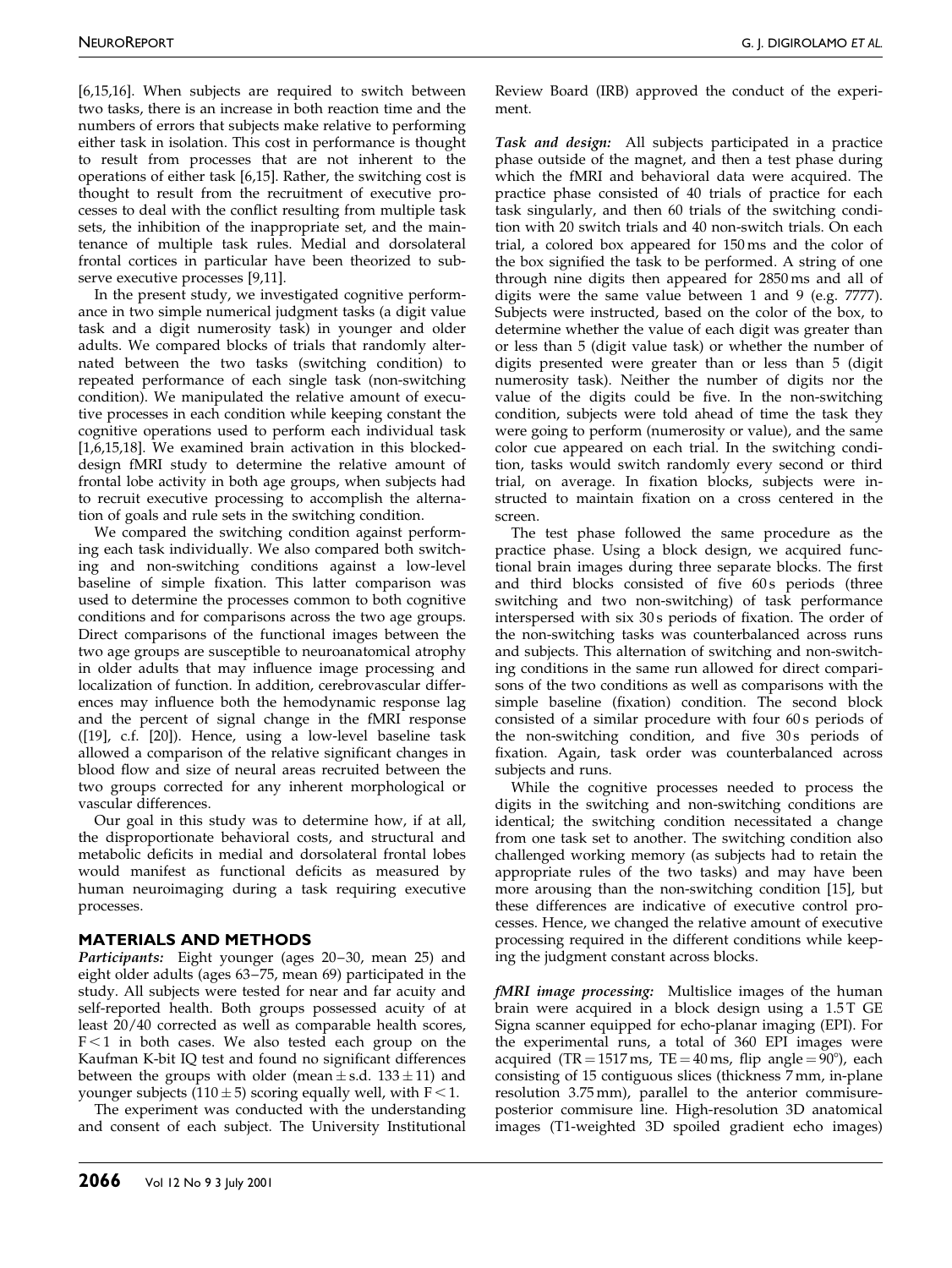[6,15,16]. When subjects are required to switch between two tasks, there is an increase in both reaction time and the numbers of errors that subjects make relative to performing either task in isolation. This cost in performance is thought to result from processes that are not inherent to the operations of either task [6,15]. Rather, the switching cost is thought to result from the recruitment of executive processes to deal with the conflict resulting from multiple task sets, the inhibition of the inappropriate set, and the maintenance of multiple task rules. Medial and dorsolateral frontal cortices in particular have been theorized to subserve executive processes [9,11].

In the present study, we investigated cognitive performance in two simple numerical judgment tasks (a digit value task and a digit numerosity task) in younger and older adults. We compared blocks of trials that randomly alternated between the two tasks (switching condition) to repeated performance of each single task (non-switching condition). We manipulated the relative amount of executive processes in each condition while keeping constant the cognitive operations used to perform each individual task [1,6,15,18]. We examined brain activation in this blocked-design fMRI study to determine the relative amount of frontal lobe activity in both age groups, when subjects had to recruit executive processing to accomplish the alternation of goals and rule sets in the switching condition.

We compared the switching condition against performing each task individually. We also compared both switching and non-switching conditions against a low-level baseline of simple fixation. This latter comparison was used to determine the processes common to both cognitive conditions and for comparisons across the two age groups. Direct comparisons of the functional images between the two age groups are susceptible to neuroanatomical atrophy in older adults that may influence image processing and localization of function. In addition, cerebrovascular differences may influence both the hemodynamic response lag and the percent of signal change in the fMRI response ([19], c.f. [20]). Hence, using a low-level baseline task allowed a comparison of the relative significant changes in blood flow and size of neural areas recruited between the two groups corrected for any inherent morphological or vascular differences.

Our goal in this study was to determine how, if at all, the disproportionate behavioral costs, and structural and metabolic deficits in medial and dorsolateral frontal lobes would manifest as functional deficits as measured by human neuroimaging during a task requiring executive processes.

## MATERIALS AND METHODS

***Participants:*** Eight younger (ages 20–30, mean 25) and eight older adults (ages 63–75, mean 69) participated in the study. All subjects were tested for near and far acuity and self-reported health. Both groups possessed acuity of at least 20/40 corrected as well as comparable health scores, $F < 1$ in both cases. We also tested each group on the Kaufman K-bit IQ test and found no significant differences between the groups with older (mean $\pm$ s.d. $133 \pm 11$) and younger subjects ($110 \pm 5$) scoring equally well, with $F < 1$.

The experiment was conducted with the understanding and consent of each subject. The University Institutional Review Board (IRB) approved the conduct of the experiment.

***Task and design:*** All subjects participated in a practice phase outside of the magnet, and then a test phase during which the fMRI and behavioral data were acquired. The practice phase consisted of 40 trials of practice for each task singularly, and then 60 trials of the switching condition with 20 switch trials and 40 non-switch trials. On each trial, a colored box appeared for 150 ms and the color of the box signified the task to be performed. A string of one through nine digits then appeared for 2850 ms and all of digits were the same value between 1 and 9 (e.g. 7777). Subjects were instructed, based on the color of the box, to determine whether the value of each digit was greater than or less than 5 (digit value task) or whether the number of digits presented were greater than or less than 5 (digit numerosity task). Neither the number of digits nor the value of the digits could be five. In the non-switching condition, subjects were told ahead of time the task they were going to perform (numerosity or value), and the same color cue appeared on each trial. In the switching condition, tasks would switch randomly every second or third trial, on average. In fixation blocks, subjects were instructed to maintain fixation on a cross centered in the screen.

The test phase followed the same procedure as the practice phase. Using a block design, we acquired functional brain images during three separate blocks. The first and third blocks consisted of five 60 s periods (three switching and two non-switching) of task performance interspersed with six 30 s periods of fixation. The order of the non-switching tasks was counterbalanced across runs and subjects. This alternation of switching and non-switching conditions in the same run allowed for direct comparisons of the two conditions as well as comparisons with the simple baseline (fixation) condition. The second block consisted of a similar procedure with four 60 s periods of the non-switching condition, and five 30 s periods of fixation. Again, task order was counterbalanced across subjects and runs.

While the cognitive processes needed to process the digits in the switching and non-switching conditions are identical; the switching condition necessitated a change from one task set to another. The switching condition also challenged working memory (as subjects had to retain the appropriate rules of the two tasks) and may have been more arousing than the non-switching condition [15], but these differences are indicative of executive control processes. Hence, we changed the relative amount of executive processing required in the different conditions while keeping the judgment constant across blocks.

***fMRI image processing:*** Multislice images of the human brain were acquired in a block design using a 1.5 T GE Signa scanner equipped for echo-planar imaging (EPI). For the experimental runs, a total of 360 EPI images were acquired (TR = 1517 ms, TE = 40 ms, flip angle = 90°), each consisting of 15 contiguous slices (thickness 7 mm, in-plane resolution 3.75 mm), parallel to the anterior commisure-posterior commisure line. High-resolution 3D anatomical images (T1-weighted 3D spoiled gradient echo images)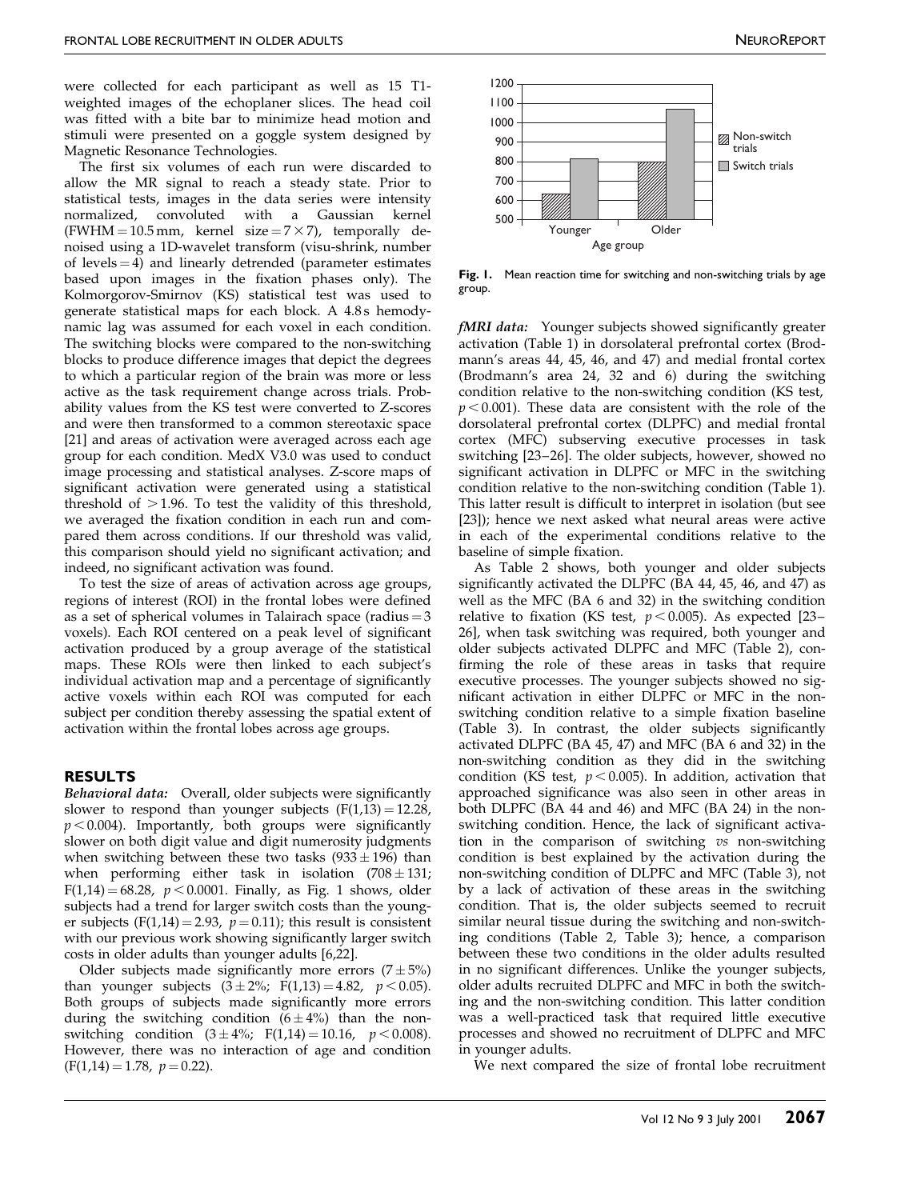were collected for each participant as well as 15 T1-weighted images of the echoplaner slices. The head coil was fitted with a bite bar to minimize head motion and stimuli were presented on a goggle system designed by Magnetic Resonance Technologies.

The first six volumes of each run were discarded to allow the MR signal to reach a steady state. Prior to statistical tests, images in the data series were intensity normalized, convoluted with a Gaussian kernel (FWHM = 10.5 mm, kernel size = 7 × 7), temporally de-noised using a 1D-wavelet transform (visu-shrink, number of levels = 4) and linearly detrended (parameter estimates based upon images in the fixation phases only). The Kolmorgorov-Smirnov (KS) statistical test was used to generate statistical maps for each block. A 4.8 s hemodynamic lag was assumed for each voxel in each condition. The switching blocks were compared to the non-switching blocks to produce difference images that depict the degrees to which a particular region of the brain was more or less active as the task requirement change across trials. Probability values from the KS test were converted to Z-scores and were then transformed to a common stereotaxic space [21] and areas of activation were averaged across each age group for each condition. MedX V3.0 was used to conduct image processing and statistical analyses. Z-score maps of significant activation were generated using a statistical threshold of > 1.96. To test the validity of this threshold, we averaged the fixation condition in each run and compared them across conditions. If our threshold was valid, this comparison should yield no significant activation; and indeed, no significant activation was found.

To test the size of areas of activation across age groups, regions of interest (ROI) in the frontal lobes were defined as a set of spherical volumes in Talairach space (radius = 3 voxels). Each ROI centered on a peak level of significant activation produced by a group average of the statistical maps. These ROIs were then linked to each subject's individual activation map and a percentage of significantly active voxels within each ROI was computed for each subject per condition thereby assessing the spatial extent of activation within the frontal lobes across age groups.

## RESULTS

***Behavioral data:*** Overall, older subjects were significantly slower to respond than younger subjects ($F(1,13) = 12.28$, $p < 0.004$). Importantly, both groups were significantly slower on both digit value and digit numerosity judgments when switching between these two tasks (933 ± 196) than when performing either task in isolation (708 ± 131; $F(1,14) = 68.28$, $p < 0.0001$. Finally, as Fig. 1 shows, older subjects had a trend for larger switch costs than the younger subjects ($F(1,14) = 2.93$, $p = 0.11$); this result is consistent with our previous work showing significantly larger switch costs in older adults than younger adults [6,22].

Older subjects made significantly more errors (7 ± 5%) than younger subjects (3 ± 2%; $F(1,13) = 4.82$, $p < 0.05$). Both groups of subjects made significantly more errors during the switching condition (6 ± 4%) than the non-switching condition (3 ± 4%; $F(1,14) = 10.16$, $p < 0.008$). However, there was no interaction of age and condition ($F(1,14) = 1.78$, $p = 0.22$).

**Fig. 1.** Mean reaction time for switching and non-switching trials by age group.

***fMRI data:*** Younger subjects showed significantly greater activation (Table 1) in dorsolateral prefrontal cortex (Brodmann's areas 44, 45, 46, and 47) and medial frontal cortex (Brodmann's area 24, 32 and 6) during the switching condition relative to the non-switching condition (KS test, $p < 0.001$). These data are consistent with the role of the dorsolateral prefrontal cortex (DLPFC) and medial frontal cortex (MFC) subserving executive processes in task switching [23–26]. The older subjects, however, showed no significant activation in DLPFC or MFC in the switching condition relative to the non-switching condition (Table 1). This latter result is difficult to interpret in isolation (but see [23]); hence we next asked what neural areas were active in each of the experimental conditions relative to the baseline of simple fixation.

As Table 2 shows, both younger and older subjects significantly activated the DLPFC (BA 44, 45, 46, and 47) as well as the MFC (BA 6 and 32) in the switching condition relative to fixation (KS test, $p < 0.005$). As expected [23–26], when task switching was required, both younger and older subjects activated DLPFC and MFC (Table 2), confirming the role of these areas in tasks that require executive processes. The younger subjects showed no significant activation in either DLPFC or MFC in the non-switching condition relative to a simple fixation baseline (Table 3). In contrast, the older subjects significantly activated DLPFC (BA 45, 47) and MFC (BA 6 and 32) in the non-switching condition as they did in the switching condition (KS test, $p < 0.005$). In addition, activation that approached significance was also seen in other areas in both DLPFC (BA 44 and 46) and MFC (BA 24) in the non-switching condition. Hence, the lack of significant activation in the comparison of switching *vs* non-switching condition is best explained by the activation during the non-switching condition of DLPFC and MFC (Table 3), not by a lack of activation of these areas in the switching condition. That is, the older subjects seemed to recruit similar neural tissue during the switching and non-switching conditions (Table 2, Table 3); hence, a comparison between these two conditions in the older adults resulted in no significant differences. Unlike the younger subjects, older adults recruited DLPFC and MFC in both the switching and the non-switching condition. This latter condition was a well-practiced task that required little executive processes and showed no recruitment of DLPFC and MFC in younger adults.

We next compared the size of frontal lobe recruitment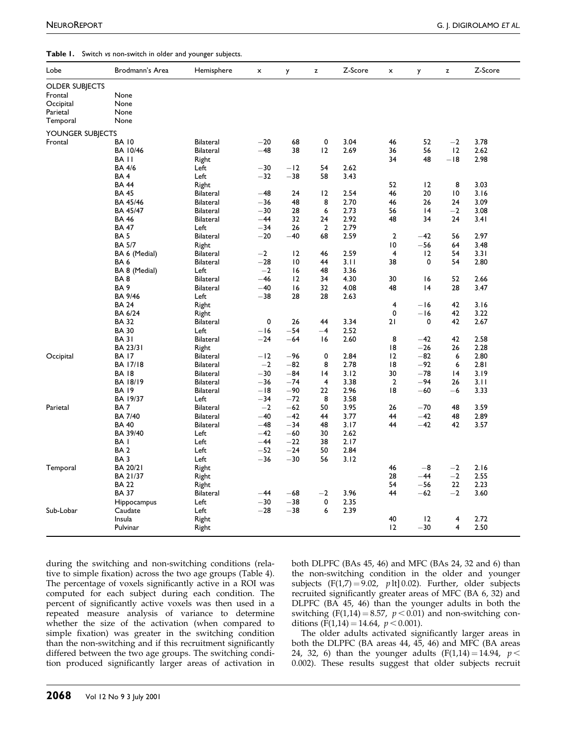**Table 1.** Switch *vs* non-switch in older and younger subjects.

| Lobe | Brodmann's Area | Hemisphere | x | y | z | Z-Score | x | y | z | Z-Score |
|---|---|---|---|---|---|---|---|---|---|---|
| OLDER SUBJECTS | | | | | | | | | | |
| Frontal | None | | | | | | | | | |
| Occipital | None | | | | | | | | | |
| Parietal | None | | | | | | | | | |
| Temporal | None | | | | | | | | | |
| YOUNGER SUBJECTS | | | | | | | | | | |
| Frontal | BA 10 | Bilateral | −20 | 68 | 0 | 3.04 | 46 | 52 | −2 | 3.78 |
| | BA 10/46 | Bilateral | −48 | 38 | 12 | 2.69 | 36 | 56 | 12 | 2.62 |
| | BA 11 | Right | | | | | 34 | 48 | −18 | 2.98 |
| | BA 4/6 | Left | −30 | −12 | 54 | 2.62 | | | | |
| | BA 4 | Left | −32 | −38 | 58 | 3.43 | | | | |
| | BA 44 | Right | | | | | 52 | 12 | 8 | 3.03 |
| | BA 45 | Bilateral | −48 | 24 | 12 | 2.54 | 46 | 20 | 10 | 3.16 |
| | BA 45/46 | Bilateral | −36 | 48 | 8 | 2.70 | 46 | 26 | 24 | 3.09 |
| | BA 45/47 | Bilateral | −30 | 28 | 6 | 2.73 | 56 | 14 | −2 | 3.08 |
| | BA 46 | Bilateral | −44 | 32 | 24 | 2.92 | 48 | 34 | 24 | 3.41 |
| | BA 47 | Left | −34 | 26 | 2 | 2.79 | | | | |
| | BA 5 | Bilateral | −20 | −40 | 68 | 2.59 | 2 | −42 | 56 | 2.97 |
| | BA 5/7 | Right | | | | | 10 | −56 | 64 | 3.48 |
| | BA 6 (Medial) | Bilateral | −2 | 12 | 46 | 2.59 | 4 | 12 | 54 | 3.31 |
| | BA 6 | Bilateral | −28 | 10 | 44 | 3.11 | 38 | 0 | 54 | 2.80 |
| | BA 8 (Medial) | Left | −2 | 16 | 48 | 3.36 | | | | |
| | BA 8 | Bilateral | −46 | 12 | 34 | 4.30 | 30 | 16 | 52 | 2.66 |
| | BA 9 | Bilateral | −40 | 16 | 32 | 4.08 | 48 | 14 | 28 | 3.47 |
| | BA 9/46 | Left | −38 | 28 | 28 | 2.63 | | | | |
| | BA 24 | Right | | | | | 4 | −16 | 42 | 3.16 |
| | BA 6/24 | Right | | | | | 0 | −16 | 42 | 3.22 |
| | BA 32 | Bilateral | 0 | 26 | 44 | 3.34 | 21 | 0 | 42 | 2.67 |
| | BA 30 | Left | −16 | −54 | −4 | 2.52 | | | | |
| | BA 31 | Bilateral | −24 | −64 | 16 | 2.60 | 8 | −42 | 42 | 2.58 |
| | BA 23/31 | Right | | | | | 18 | −26 | 26 | 2.28 |
| Occipital | BA 17 | Bilateral | −12 | −96 | 0 | 2.84 | 12 | −82 | 6 | 2.80 |
| | BA 17/18 | Bilateral | −2 | −82 | 8 | 2.78 | 18 | −92 | 6 | 2.81 |
| | BA 18 | Bilateral | −30 | −84 | 14 | 3.12 | 30 | −78 | 14 | 3.19 |
| | BA 18/19 | Bilateral | −36 | −74 | 4 | 3.38 | 2 | −94 | 26 | 3.11 |
| | BA 19 | Bilateral | −18 | −90 | 22 | 2.96 | 18 | −60 | −6 | 3.33 |
| | BA 19/37 | Left | −34 | −72 | 8 | 3.58 | | | | |
| Parietal | BA 7 | Bilateral | −2 | −62 | 50 | 3.95 | 26 | −70 | 48 | 3.59 |
| | BA 7/40 | Bilateral | −40 | −42 | 44 | 3.77 | 44 | −42 | 48 | 2.89 |
| | BA 40 | Bilateral | −48 | −34 | 48 | 3.17 | 44 | −42 | 42 | 3.57 |
| | BA 39/40 | Left | −42 | −60 | 30 | 2.62 | | | | |
| | BA 1 | Left | −44 | −22 | 38 | 2.17 | | | | |
| | BA 2 | Left | −52 | −24 | 50 | 2.84 | | | | |
| | BA 3 | Left | −36 | −30 | 56 | 3.12 | | | | |
| Temporal | BA 20/21 | Right | | | | | 46 | −8 | −2 | 2.16 |
| | BA 21/37 | Right | | | | | 28 | −44 | −2 | 2.55 |
| | BA 22 | Right | | | | | 54 | −56 | 22 | 2.23 |
| | BA 37 | Bilateral | −44 | −68 | −2 | 3.96 | 44 | −62 | −2 | 3.60 |
| | Hippocampus | Left | −30 | −38 | 0 | 2.35 | | | | |
| Sub-Lobar | Caudate | Left | −28 | −38 | 6 | 2.39 | | | | |
| | Insula | Right | | | | | 40 | 12 | 4 | 2.72 |
| | Pulvinar | Right | | | | | 12 | −30 | 4 | 2.50 |

during the switching and non-switching conditions (relative to simple fixation) across the two age groups (Table 4). The percentage of voxels significantly active in a ROI was computed for each subject during each condition. The percent of significantly active voxels was then used in a repeated measure analysis of variance to determine whether the size of the activation (when compared to simple fixation) was greater in the switching condition than the non-switching and if this recruitment significantly differed between the two age groups. The switching condition produced significantly larger areas of activation in both DLPFC (BAs 45, 46) and MFC (BAs 24, 32 and 6) than the non-switching condition in the older and younger subjects ($F(1,7) = 9.02$, $p$ lt] 0.02). Further, older subjects recruited significantly greater areas of MFC (BA 6, 32) and DLPFC (BA 45, 46) than the younger adults in both the switching ($F(1,14) = 8.57$, $p < 0.01$) and non-switching conditions ($F(1,14) = 14.64$, $p < 0.001$).

The older adults activated significantly larger areas in both the DLPFC (BA areas 44, 45, 46) and MFC (BA areas 24, 32, 6) than the younger adults ($F(1,14) = 14.94$, $p < 0.002$). These results suggest that older subjects recruit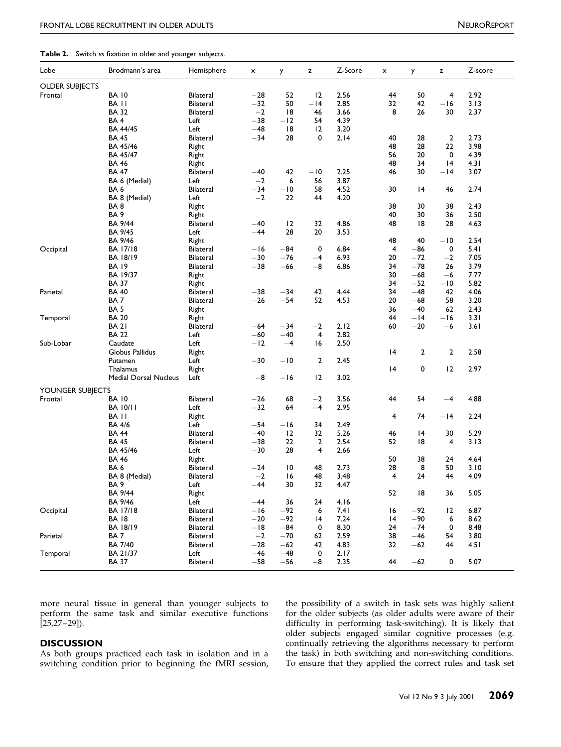**Table 2.** Switch *vs* fixation in older and younger subjects.

| Lobe | Brodmann's area | Hemisphere | x | y | z | Z-Score | x | y | z | Z-score |
|---|---|---|---|---|---|---|---|---|---|---|
| OLDER SUBJECTS | | | | | | | | | | |
| Frontal | BA 10 | Bilateral | −28 | 52 | 12 | 2.56 | 44 | 50 | 4 | 2.92 |
| | BA 11 | Bilateral | −32 | 50 | −14 | 2.85 | 32 | 42 | −16 | 3.13 |
| | BA 32 | Bilateral | −2 | 18 | 46 | 3.66 | 8 | 26 | 30 | 2.37 |
| | BA 4 | Left | −38 | −12 | 54 | 4.39 | | | | |
| | BA 44/45 | Left | −48 | 18 | 12 | 3.20 | | | | |
| | BA 45 | Bilateral | −34 | 28 | 0 | 2.14 | 40 | 28 | 2 | 2.73 |
| | BA 45/46 | Right | | | | | 48 | 28 | 22 | 3.98 |
| | BA 45/47 | Right | | | | | 56 | 20 | 0 | 4.39 |
| | BA 46 | Right | | | | | 48 | 34 | 14 | 4.31 |
| | BA 47 | Bilateral | −40 | 42 | −10 | 2.25 | 46 | 30 | −14 | 3.07 |
| | BA 6 (Medial) | Left | −2 | 6 | 56 | 3.87 | | | | |
| | BA 6 | Bilateral | −34 | −10 | 58 | 4.52 | 30 | 14 | 46 | 2.74 |
| | BA 8 (Medial) | Left | −2 | 22 | 44 | 4.20 | | | | |
| | BA 8 | Right | | | | | 38 | 30 | 38 | 2.43 |
| | BA 9 | Right | | | | | 40 | 30 | 36 | 2.50 |
| | BA 9/44 | Bilateral | −40 | 12 | 32 | 4.86 | 48 | 18 | 28 | 4.63 |
| | BA 9/45 | Left | −44 | 28 | 20 | 3.53 | | | | |
| | BA 9/46 | Right | | | | | 48 | 40 | −10 | 2.54 |
| Occipital | BA 17/18 | Bilateral | −16 | −84 | 0 | 6.84 | 4 | −86 | 0 | 5.41 |
| | BA 18/19 | Bilateral | −30 | −76 | −4 | 6.93 | 20 | −72 | −2 | 7.05 |
| | BA 19 | Bilateral | −38 | −66 | −8 | 6.86 | 34 | −78 | 26 | 3.79 |
| | BA 19/37 | Right | | | | | 30 | −68 | −6 | 7.77 |
| | BA 37 | Right | | | | | 34 | −52 | −10 | 5.82 |
| Parietal | BA 40 | Bilateral | −38 | −34 | 42 | 4.44 | 34 | −48 | 42 | 4.06 |
| | BA 7 | Bilateral | −26 | −54 | 52 | 4.53 | 20 | −68 | 58 | 3.20 |
| | BA 5 | Right | | | | | 36 | −40 | 62 | 2.43 |
| Temporal | BA 20 | Right | | | | | 44 | −14 | −16 | 3.31 |
| | BA 21 | Bilateral | −64 | −34 | −2 | 2.12 | 60 | −20 | −6 | 3.61 |
| | BA 22 | Left | −60 | −40 | 4 | 2.82 | | | | |
| Sub-Lobar | Caudate | Left | −12 | −4 | 16 | 2.50 | | | | |
| | Globus Pallidus | Right | | | | | 14 | 2 | 2 | 2.58 |
| | Putamen | Left | −30 | −10 | 2 | 2.45 | | | | |
| | Thalamus | Right | | | | | 14 | 0 | 12 | 2.97 |
| | Medial Dorsal Nucleus | Left | −8 | −16 | 12 | 3.02 | | | | |
| YOUNGER SUBJECTS | | | | | | | | | | |
| Frontal | BA 10 | Bilateral | −26 | 68 | −2 | 3.56 | 44 | 54 | −4 | 4.88 |
| | BA 10/11 | Left | −32 | 64 | −4 | 2.95 | | | | |
| | BA 11 | Right | | | | | 4 | 74 | −14 | 2.24 |
| | BA 4/6 | Left | −54 | −16 | 34 | 2.49 | | | | |
| | BA 44 | Bilateral | −40 | 12 | 32 | 5.26 | 46 | 14 | 30 | 5.29 |
| | BA 45 | Bilateral | −38 | 22 | 2 | 2.54 | 52 | 18 | 4 | 3.13 |
| | BA 45/46 | Left | −30 | 28 | 4 | 2.66 | | | | |
| | BA 46 | Right | | | | | 50 | 38 | 24 | 4.64 |
| | BA 6 | Bilateral | −24 | 10 | 48 | 2.73 | 28 | 8 | 50 | 3.10 |
| | BA 8 (Medial) | Bilateral | −2 | 16 | 48 | 3.48 | 4 | 24 | 44 | 4.09 |
| | BA 9 | Left | −44 | 30 | 32 | 4.47 | | | | |
| | BA 9/44 | Right | | | | | 52 | 18 | 36 | 5.05 |
| | BA 9/46 | Left | −44 | 36 | 24 | 4.16 | | | | |
| Occipital | BA 17/18 | Bilateral | −16 | −92 | 6 | 7.41 | 16 | −92 | 12 | 6.87 |
| | BA 18 | Bilateral | −20 | −92 | 14 | 7.24 | 14 | −90 | 6 | 8.62 |
| | BA 18/19 | Bilateral | −18 | −84 | 0 | 8.30 | 24 | −74 | 0 | 8.48 |
| Parietal | BA 7 | Bilateral | −2 | −70 | 62 | 2.59 | 38 | −46 | 54 | 3.80 |
| | BA 7/40 | Bilateral | −28 | −62 | 42 | 4.83 | 32 | −62 | 44 | 4.51 |
| Temporal | BA 21/37 | Left | −46 | −48 | 0 | 2.17 | | | | |
| | BA 37 | Bilateral | −58 | −56 | −8 | 2.35 | 44 | −62 | 0 | 5.07 |

more neural tissue in general than younger subjects to perform the same task and similar executive functions [25,27–29]).

## DISCUSSION

As both groups practiced each task in isolation and in a switching condition prior to beginning the fMRI session, the possibility of a switch in task sets was highly salient for the older subjects (as older adults were aware of their difficulty in performing task-switching). It is likely that older subjects engaged similar cognitive processes (e.g. continually retrieving the algorithms necessary to perform the task) in both switching and non-switching conditions. To ensure that they applied the correct rules and task set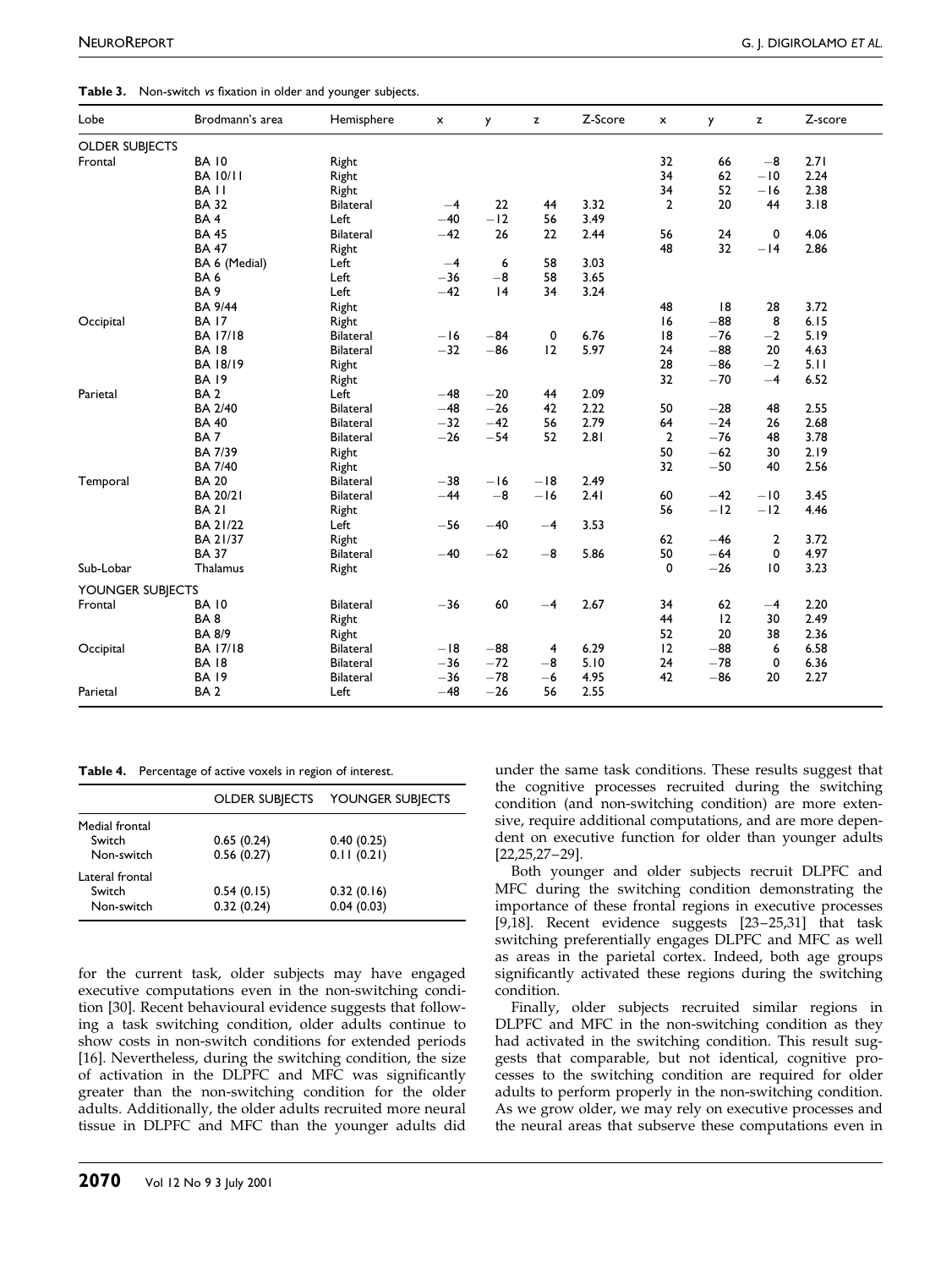**Table 3.** Non-switch *vs* fixation in older and younger subjects.

| Lobe | Brodmann's area | Hemisphere | x | y | z | Z-Score | x | y | z | Z-score |
|---|---|---|---|---|---|---|---|---|---|---|
| OLDER SUBJECTS | | | | | | | | | | |
| Frontal | BA 10 | Right | | | | | 32 | 66 | −8 | 2.71 |
| | BA 10/11 | Right | | | | | 34 | 62 | −10 | 2.24 |
| | BA 11 | Right | | | | | 34 | 52 | −16 | 2.38 |
| | BA 32 | Bilateral | −4 | 22 | 44 | 3.32 | 2 | 20 | 44 | 3.18 |
| | BA 4 | Left | −40 | −12 | 56 | 3.49 | | | | |
| | BA 45 | Bilateral | −42 | 26 | 22 | 2.44 | 56 | 24 | 0 | 4.06 |
| | BA 47 | Right | | | | | 48 | 32 | −14 | 2.86 |
| | BA 6 (Medial) | Left | −4 | 6 | 58 | 3.03 | | | | |
| | BA 6 | Left | −36 | −8 | 58 | 3.65 | | | | |
| | BA 9 | Left | −42 | 14 | 34 | 3.24 | | | | |
| | BA 9/44 | Right | | | | | 48 | 18 | 28 | 3.72 |
| Occipital | BA 17 | Right | | | | | 16 | −88 | 8 | 6.15 |
| | BA 17/18 | Bilateral | −16 | −84 | 0 | 6.76 | 18 | −76 | −2 | 5.19 |
| | BA 18 | Bilateral | −32 | −86 | 12 | 5.97 | 24 | −88 | 20 | 4.63 |
| | BA 18/19 | Right | | | | | 28 | −86 | −2 | 5.11 |
| | BA 19 | Right | | | | | 32 | −70 | −4 | 6.52 |
| Parietal | BA 2 | Left | −48 | −20 | 44 | 2.09 | | | | |
| | BA 2/40 | Bilateral | −48 | −26 | 42 | 2.22 | 50 | −28 | 48 | 2.55 |
| | BA 40 | Bilateral | −32 | −42 | 56 | 2.79 | 64 | −24 | 26 | 2.68 |
| | BA 7 | Bilateral | −26 | −54 | 52 | 2.81 | 2 | −76 | 48 | 3.78 |
| | BA 7/39 | Right | | | | | 50 | −62 | 30 | 2.19 |
| | BA 7/40 | Right | | | | | 32 | −50 | 40 | 2.56 |
| Temporal | BA 20 | Bilateral | −38 | −16 | −18 | 2.49 | | | | |
| | BA 20/21 | Bilateral | −44 | −8 | −16 | 2.41 | 60 | −42 | −10 | 3.45 |
| | BA 21 | Right | | | | | 56 | −12 | −12 | 4.46 |
| | BA 21/22 | Left | −56 | −40 | −4 | 3.53 | | | | |
| | BA 21/37 | Right | | | | | 62 | −46 | 2 | 3.72 |
| | BA 37 | Bilateral | −40 | −62 | −8 | 5.86 | 50 | −64 | 0 | 4.97 |
| Sub-Lobar | Thalamus | Right | | | | | 0 | −26 | 10 | 3.23 |
| YOUNGER SUBJECTS | | | | | | | | | | |
| Frontal | BA 10 | Bilateral | −36 | 60 | −4 | 2.67 | 34 | 62 | −4 | 2.20 |
| | BA 8 | Right | | | | | 44 | 12 | 30 | 2.49 |
| | BA 8/9 | Right | | | | | 52 | 20 | 38 | 2.36 |
| Occipital | BA 17/18 | Bilateral | −18 | −88 | 4 | 6.29 | 12 | −88 | 6 | 6.58 |
| | BA 18 | Bilateral | −36 | −72 | −8 | 5.10 | 24 | −78 | 0 | 6.36 |
| | BA 19 | Bilateral | −36 | −78 | −6 | 4.95 | 42 | −86 | 20 | 2.27 |
| Parietal | BA 2 | Left | −48 | −26 | 56 | 2.55 | | | | |

**Table 4.** Percentage of active voxels in region of interest.

| | OLDER SUBJECTS | YOUNGER SUBJECTS |
|---|---|---|
| Medial frontal | | |
| Switch | 0.65 (0.24) | 0.40 (0.25) |
| Non-switch | 0.56 (0.27) | 0.11 (0.21) |
| Lateral frontal | | |
| Switch | 0.54 (0.15) | 0.32 (0.16) |
| Non-switch | 0.32 (0.24) | 0.04 (0.03) |

for the current task, older subjects may have engaged executive computations even in the non-switching condition [30]. Recent behavioural evidence suggests that following a task switching condition, older adults continue to show costs in non-switch conditions for extended periods [16]. Nevertheless, during the switching condition, the size of activation in the DLPFC and MFC was significantly greater than the non-switching condition for the older adults. Additionally, the older adults recruited more neural tissue in DLPFC and MFC than the younger adults did under the same task conditions. These results suggest that the cognitive processes recruited during the switching condition (and non-switching condition) are more extensive, require additional computations, and are more dependent on executive function for older than younger adults [22,25,27–29].

Both younger and older subjects recruit DLPFC and MFC during the switching condition demonstrating the importance of these frontal regions in executive processes [9,18]. Recent evidence suggests [23–25,31] that task switching preferentially engages DLPFC and MFC as well as areas in the parietal cortex. Indeed, both age groups significantly activated these regions during the switching condition.

Finally, older subjects recruited similar regions in DLPFC and MFC in the non-switching condition as they had activated in the switching condition. This result suggests that comparable, but not identical, cognitive processes to the switching condition are required for older adults to perform properly in the non-switching condition. As we grow older, we may rely on executive processes and the neural areas that subserve these computations even in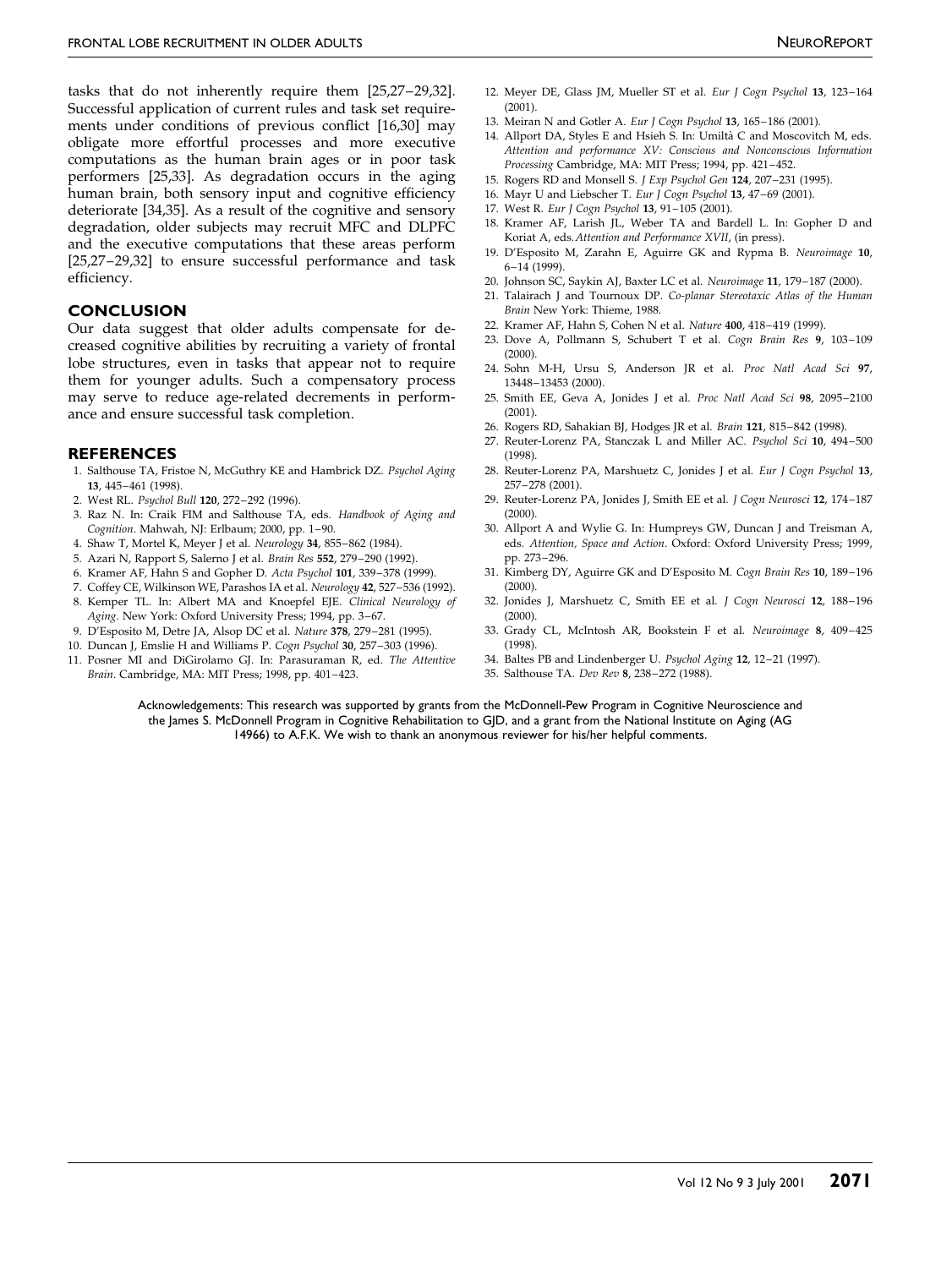tasks that do not inherently require them [25,27–29,32]. Successful application of current rules and task set requirements under conditions of previous conflict [16,30] may obligate more effortful processes and more executive computations as the human brain ages or in poor task performers [25,33]. As degradation occurs in the aging human brain, both sensory input and cognitive efficiency deteriorate [34,35]. As a result of the cognitive and sensory degradation, older subjects may recruit MFC and DLPFC and the executive computations that these areas perform [25,27–29,32] to ensure successful performance and task efficiency.

## CONCLUSION

Our data suggest that older adults compensate for decreased cognitive abilities by recruiting a variety of frontal lobe structures, even in tasks that appear not to require them for younger adults. Such a compensatory process may serve to reduce age-related decrements in performance and ensure successful task completion.

## REFERENCES

1. Salthouse TA, Fristoe N, McGuthry KE and Hambrick DZ. *Psychol Aging* **13**, 445–461 (1998).
2. West RL. *Psychol Bull* **120**, 272–292 (1996).
3. Raz N. In: Craik FIM and Salthouse TA, eds. *Handbook of Aging and Cognition*. Mahwah, NJ: Erlbaum; 2000, pp. 1–90.
4. Shaw T, Mortel K, Meyer J et al. *Neurology* **34**, 855–862 (1984).
5. Azari N, Rapport S, Salerno J et al. *Brain Res* **552**, 279–290 (1992).
6. Kramer AF, Hahn S and Gopher D. *Acta Psychol* **101**, 339–378 (1999).
7. Coffey CE, Wilkinson WE, Parashos IA et al. *Neurology* **42**, 527–536 (1992).
8. Kemper TL. In: Albert MA and Knoepfel EJE. *Clinical Neurology of Aging*. New York: Oxford University Press; 1994, pp. 3–67.
9. D'Esposito M, Detre JA, Alsop DC et al. *Nature* **378**, 279–281 (1995).
10. Duncan J, Emslie H and Williams P. *Cogn Psychol* **30**, 257–303 (1996).
11. Posner MI and DiGirolamo GJ. In: Parasuraman R, ed. *The Attentive Brain*. Cambridge, MA: MIT Press; 1998, pp. 401–423.
12. Meyer DE, Glass JM, Mueller ST et al. *Eur J Cogn Psychol* **13**, 123–164 (2001).
13. Meiran N and Gotler A. *Eur J Cogn Psychol* **13**, 165–186 (2001).
14. Allport DA, Styles E and Hsieh S. In: Umiltà C and Moscovitch M, eds. *Attention and performance XV: Conscious and Nonconscious Information Processing* Cambridge, MA: MIT Press; 1994, pp. 421–452.
15. Rogers RD and Monsell S. *J Exp Psychol Gen* **124**, 207–231 (1995).
16. Mayr U and Liebscher T. *Eur J Cogn Psychol* **13**, 47–69 (2001).
17. West R. *Eur J Cogn Psychol* **13**, 91–105 (2001).
18. Kramer AF, Larish JL, Weber TA and Bardell L. In: Gopher D and Koriat A, eds. *Attention and Performance XVII*, (in press).
19. D'Esposito M, Zarahn E, Aguirre GK and Rypma B. *Neuroimage* **10**, 6–14 (1999).
20. Johnson SC, Saykin AJ, Baxter LC et al. *Neuroimage* **11**, 179–187 (2000).
21. Talairach J and Tournoux DP. *Co-planar Stereotaxic Atlas of the Human Brain* New York: Thieme, 1988.
22. Kramer AF, Hahn S, Cohen N et al. *Nature* **400**, 418–419 (1999).
23. Dove A, Pollmann S, Schubert T et al. *Cogn Brain Res* **9**, 103–109 (2000).
24. Sohn M-H, Ursu S, Anderson JR et al. *Proc Natl Acad Sci* **97**, 13448–13453 (2000).
25. Smith EE, Geva A, Jonides J et al. *Proc Natl Acad Sci* **98**, 2095–2100 (2001).
26. Rogers RD, Sahakian BJ, Hodges JR et al. *Brain* **121**, 815–842 (1998).
27. Reuter-Lorenz PA, Stanczak L and Miller AC. *Psychol Sci* **10**, 494–500 (1998).
28. Reuter-Lorenz PA, Marshuetz C, Jonides J et al. *Eur J Cogn Psychol* **13**, 257–278 (2001).
29. Reuter-Lorenz PA, Jonides J, Smith EE et al. *J Cogn Neurosci* **12**, 174–187 (2000).
30. Allport A and Wylie G. In: Humpreys GW, Duncan J and Treisman A, eds. *Attention, Space and Action*. Oxford: Oxford University Press; 1999, pp. 273–296.
31. Kimberg DY, Aguirre GK and D'Esposito M. *Cogn Brain Res* **10**, 189–196 (2000).
32. Jonides J, Marshuetz C, Smith EE et al. *J Cogn Neurosci* **12**, 188–196 (2000).
33. Grady CL, McIntosh AR, Bookstein F et al. *Neuroimage* **8**, 409–425 (1998).
34. Baltes PB and Lindenberger U. *Psychol Aging* **12**, 12–21 (1997).
35. Salthouse TA. *Dev Rev* **8**, 238–272 (1988).

Acknowledgements: This research was supported by grants from the McDonnell-Pew Program in Cognitive Neuroscience and the James S. McDonnell Program in Cognitive Rehabilitation to GJD, and a grant from the National Institute on Aging (AG 14966) to A.F.K. We wish to thank an anonymous reviewer for his/her helpful comments.